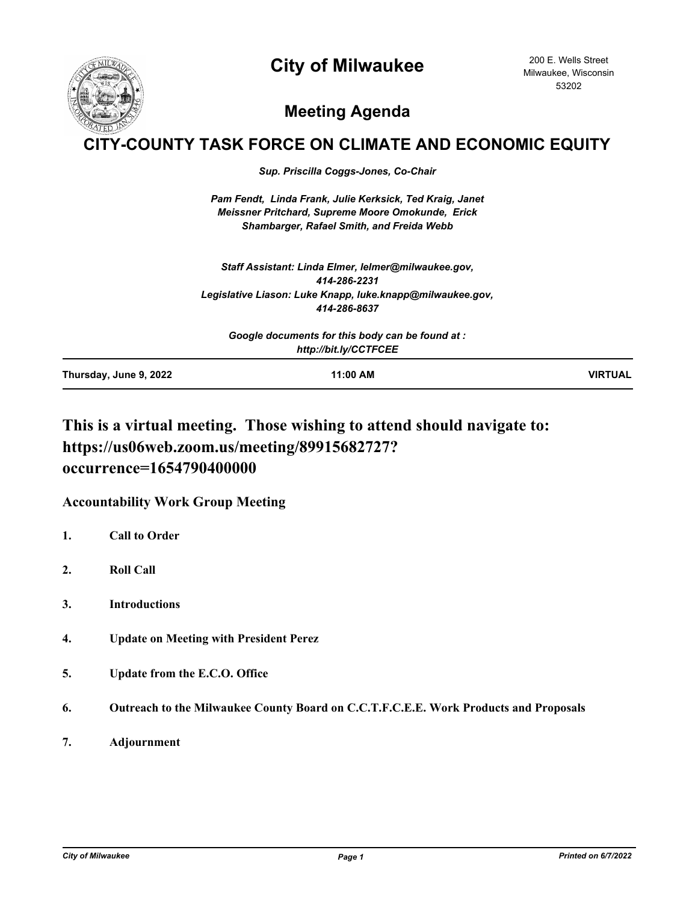# City of Milwaukee

200 E. Wells Street
Milwaukee, Wisconsin
53202

## Meeting Agenda

# CITY-COUNTY TASK FORCE ON CLIMATE AND ECONOMIC EQUITY

*Sup. Priscilla Coggs-Jones, Co-Chair*

*Pam Fendt, Linda Frank, Julie Kerksick, Ted Kraig, Janet Meissner Pritchard, Supreme Moore Omokunde, Erick Shambarger, Rafael Smith, and Freida Webb*

*Staff Assistant: Linda Elmer, lelmer@milwaukee.gov, 414-286-2231*
*Legislative Liason: Luke Knapp, luke.knapp@milwaukee.gov, 414-286-8637*

*Google documents for this body can be found at : http://bit.ly/CCTFCEE*

| Thursday, June 9, 2022 | 11:00 AM | VIRTUAL |
| --- | --- | --- |

## This is a virtual meeting. Those wishing to attend should navigate to: https://us06web.zoom.us/meeting/89915682727?occurrence=1654790400000

**Accountability Work Group Meeting**

1. **Call to Order**
2. **Roll Call**
3. **Introductions**
4. **Update on Meeting with President Perez**
5. **Update from the E.C.O. Office**
6. **Outreach to the Milwaukee County Board on C.C.T.F.C.E.E. Work Products and Proposals**
7. **Adjournment**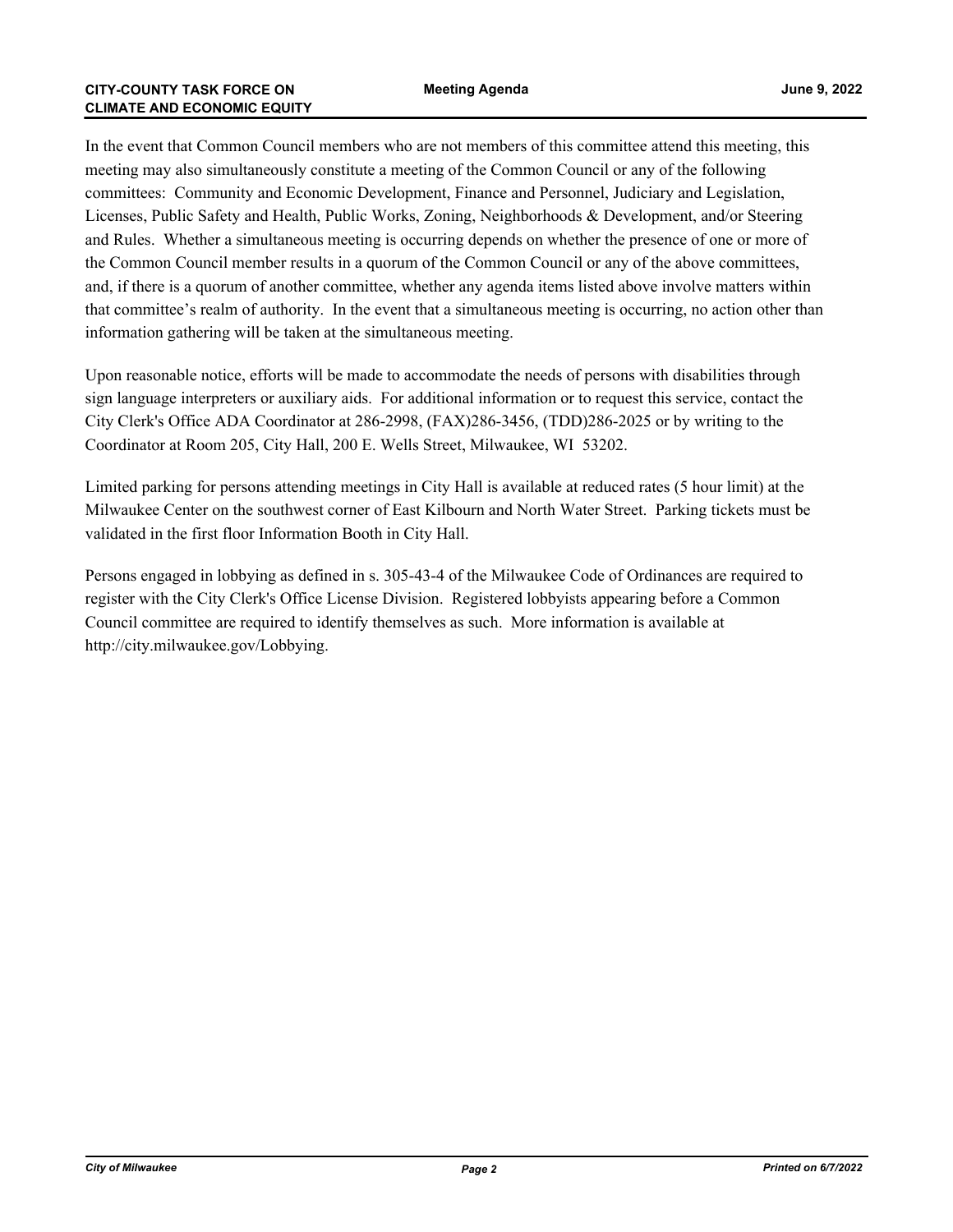In the event that Common Council members who are not members of this committee attend this meeting, this meeting may also simultaneously constitute a meeting of the Common Council or any of the following committees: Community and Economic Development, Finance and Personnel, Judiciary and Legislation, Licenses, Public Safety and Health, Public Works, Zoning, Neighborhoods & Development, and/or Steering and Rules. Whether a simultaneous meeting is occurring depends on whether the presence of one or more of the Common Council member results in a quorum of the Common Council or any of the above committees, and, if there is a quorum of another committee, whether any agenda items listed above involve matters within that committee's realm of authority. In the event that a simultaneous meeting is occurring, no action other than information gathering will be taken at the simultaneous meeting.

Upon reasonable notice, efforts will be made to accommodate the needs of persons with disabilities through sign language interpreters or auxiliary aids. For additional information or to request this service, contact the City Clerk's Office ADA Coordinator at 286-2998, (FAX)286-3456, (TDD)286-2025 or by writing to the Coordinator at Room 205, City Hall, 200 E. Wells Street, Milwaukee, WI 53202.

Limited parking for persons attending meetings in City Hall is available at reduced rates (5 hour limit) at the Milwaukee Center on the southwest corner of East Kilbourn and North Water Street. Parking tickets must be validated in the first floor Information Booth in City Hall.

Persons engaged in lobbying as defined in s. 305-43-4 of the Milwaukee Code of Ordinances are required to register with the City Clerk's Office License Division. Registered lobbyists appearing before a Common Council committee are required to identify themselves as such. More information is available at http://city.milwaukee.gov/Lobbying.